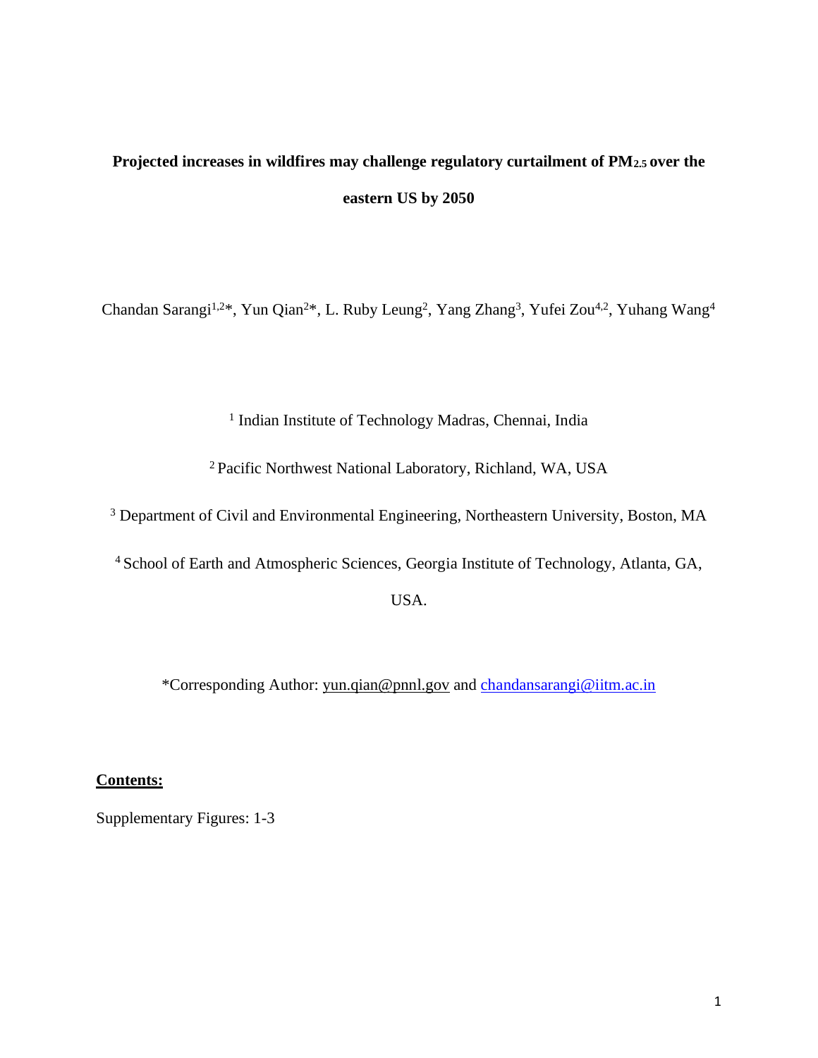# Projected increases in wildfires may challenge regulatory curtailment of $PM_{2.5}$ over the eastern US by 2050

Chandan Sarangi[1,2]*, Yun Qian[2]*, L. Ruby Leung[2], Yang Zhang[3], Yufei Zou[4,2], Yuhang Wang[4]

[1] Indian Institute of Technology Madras, Chennai, India

[2] Pacific Northwest National Laboratory, Richland, WA, USA

[3] Department of Civil and Environmental Engineering, Northeastern University, Boston, MA

[4] School of Earth and Atmospheric Sciences, Georgia Institute of Technology, Atlanta, GA, USA.

*Corresponding Author: yun.qian@pnnl.gov and chandansarangi@iitm.ac.in

**Contents:**

Supplementary Figures: 1-3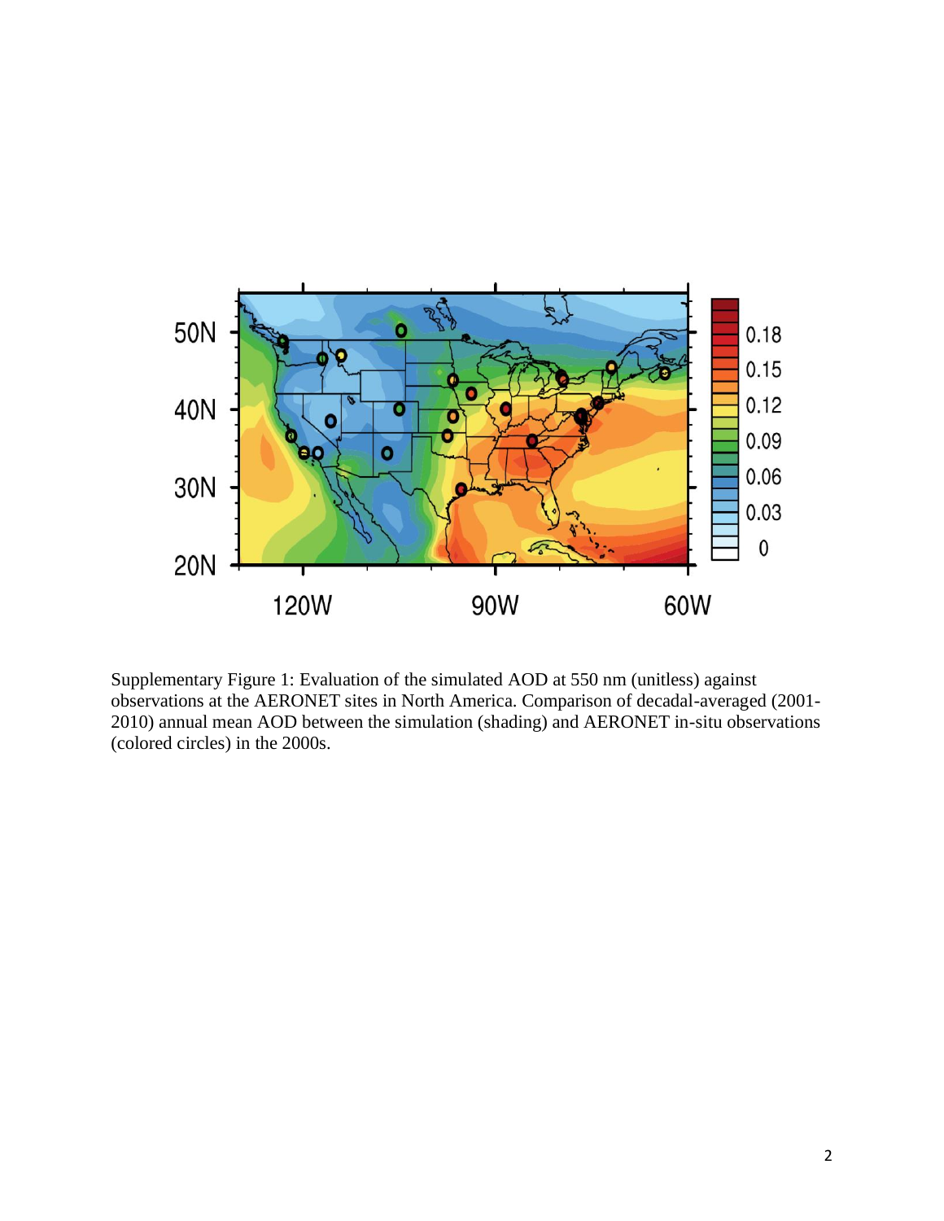Supplementary Figure 1: Evaluation of the simulated AOD at 550 nm (unitless) against observations at the AERONET sites in North America. Comparison of decadal-averaged (2001-2010) annual mean AOD between the simulation (shading) and AERONET in-situ observations (colored circles) in the 2000s.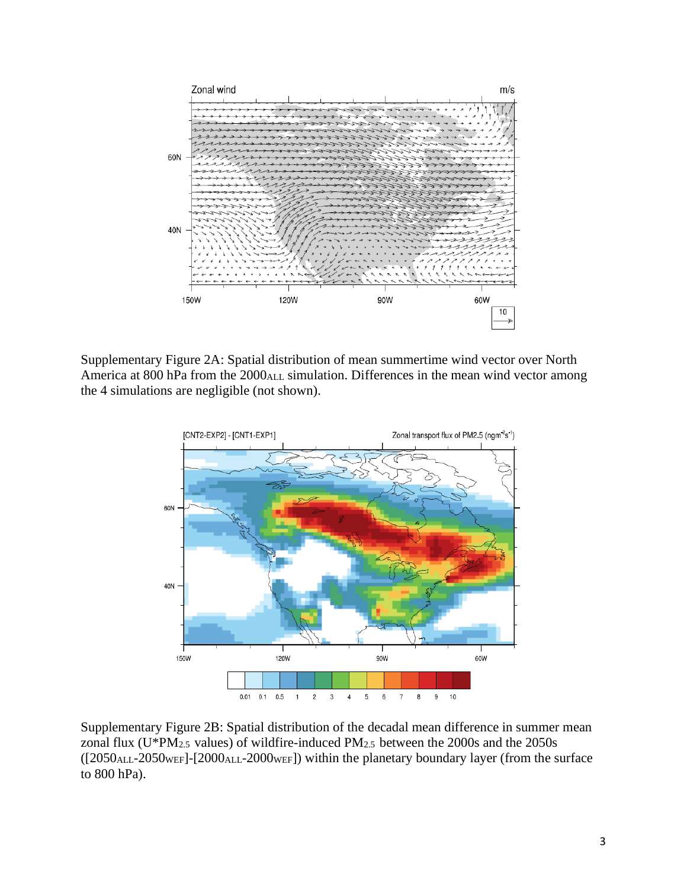Supplementary Figure 2A: Spatial distribution of mean summertime wind vector over North America at 800 hPa from the $2000_{ALL}$ simulation. Differences in the mean wind vector among the 4 simulations are negligible (not shown).

Supplementary Figure 2B: Spatial distribution of the decadal mean difference in summer mean zonal flux ($U*PM_{2.5}$ values) of wildfire-induced $PM_{2.5}$ between the 2000s and the 2050s ([$2050_{ALL}$-$2050_{WEF}$]-[$2000_{ALL}$-$2000_{WEF}$]) within the planetary boundary layer (from the surface to 800 hPa).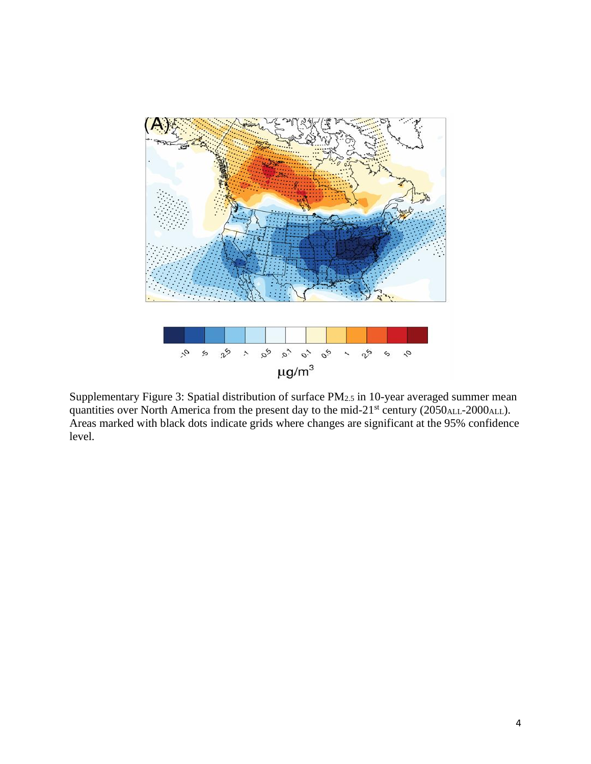(A)

-10 -5 -2.5 -1 -0.5 -0.1 0.1 0.5 1 2.5 5 10

μg/m$^3$

Supplementary Figure 3: Spatial distribution of surface $PM_{2.5}$ in 10-year averaged summer mean quantities over North America from the present day to the mid-21$^{st}$ century ($2050_{ALL}$-$2000_{ALL}$). Areas marked with black dots indicate grids where changes are significant at the 95% confidence level.